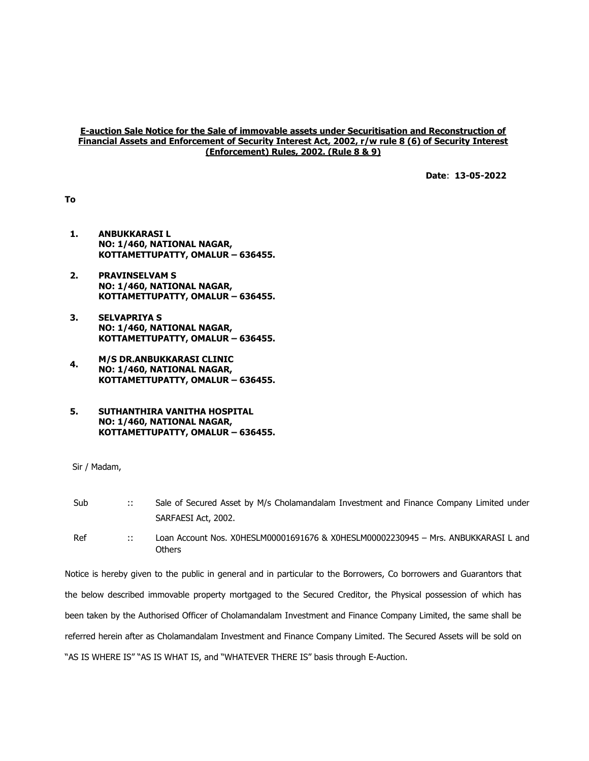**E-auction Sale Notice for the Sale of immovable assets under Securitisation and Reconstruction of Financial Assets and Enforcement of Security Interest Act, 2002, r/w rule 8 (6) of Security Interest (Enforcement) Rules, 2002. (Rule 8 & 9)**

**Date**: **13-05-2022**

**To**

1. **ANBUKKARASI L**
   **NO: 1/460, NATIONAL NAGAR,**
   **KOTTAMETTUPATTY, OMALUR – 636455.**

2. **PRAVINSELVAM S**
   **NO: 1/460, NATIONAL NAGAR,**
   **KOTTAMETTUPATTY, OMALUR – 636455.**

3. **SELVAPRIYA S**
   **NO: 1/460, NATIONAL NAGAR,**
   **KOTTAMETTUPATTY, OMALUR – 636455.**

4. **M/S DR.ANBUKKARASI CLINIC**
   **NO: 1/460, NATIONAL NAGAR,**
   **KOTTAMETTUPATTY, OMALUR – 636455.**

5. **SUTHANTHIRA VANITHA HOSPITAL**
   **NO: 1/460, NATIONAL NAGAR,**
   **KOTTAMETTUPATTY, OMALUR – 636455.**

Sir / Madam,

Sub :: Sale of Secured Asset by M/s Cholamandalam Investment and Finance Company Limited under SARFAESI Act, 2002.

Ref :: Loan Account Nos. X0HESLM00001691676 & X0HESLM00002230945 – Mrs. ANBUKKARASI L and Others

Notice is hereby given to the public in general and in particular to the Borrowers, Co borrowers and Guarantors that the below described immovable property mortgaged to the Secured Creditor, the Physical possession of which has been taken by the Authorised Officer of Cholamandalam Investment and Finance Company Limited, the same shall be referred herein after as Cholamandalam Investment and Finance Company Limited. The Secured Assets will be sold on "AS IS WHERE IS" "AS IS WHAT IS, and "WHATEVER THERE IS" basis through E-Auction.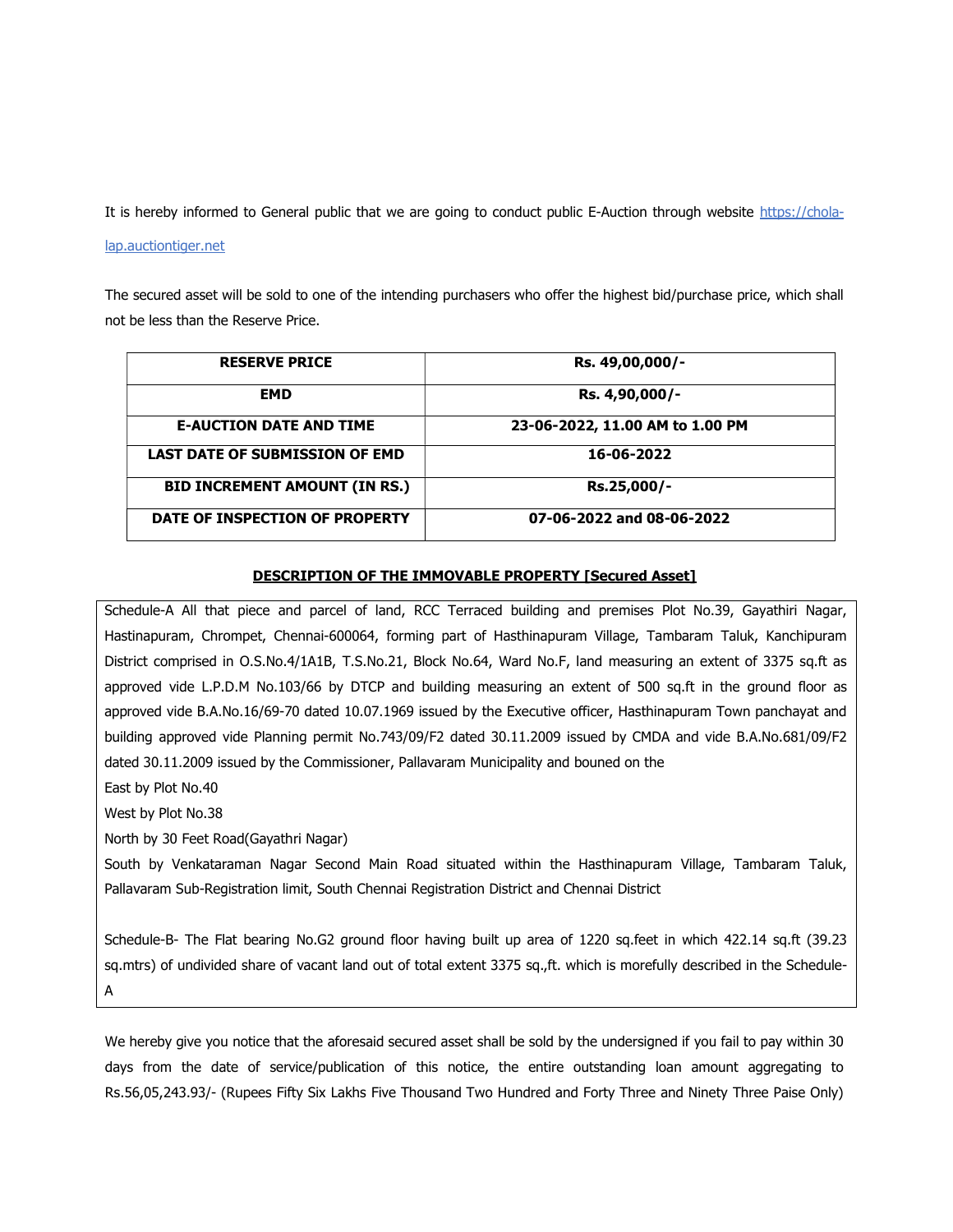It is hereby informed to General public that we are going to conduct public E-Auction through website https://chola-lap.auctiontiger.net

The secured asset will be sold to one of the intending purchasers who offer the highest bid/purchase price, which shall not be less than the Reserve Price.

| RESERVE PRICE | Rs. 49,00,000/- |
|---|---|
| EMD | Rs. 4,90,000/- |
| E-AUCTION DATE AND TIME | 23-06-2022, 11.00 AM to 1.00 PM |
| LAST DATE OF SUBMISSION OF EMD | 16-06-2022 |
| BID INCREMENT AMOUNT (IN RS.) | Rs.25,000/- |
| DATE OF INSPECTION OF PROPERTY | 07-06-2022 and 08-06-2022 |

**DESCRIPTION OF THE IMMOVABLE PROPERTY [Secured Asset]**

Schedule-A All that piece and parcel of land, RCC Terraced building and premises Plot No.39, Gayathiri Nagar, Hastinapuram, Chrompet, Chennai-600064, forming part of Hasthinapuram Village, Tambaram Taluk, Kanchipuram District comprised in O.S.No.4/1A1B, T.S.No.21, Block No.64, Ward No.F, land measuring an extent of 3375 sq.ft as approved vide L.P.D.M No.103/66 by DTCP and building measuring an extent of 500 sq.ft in the ground floor as approved vide B.A.No.16/69-70 dated 10.07.1969 issued by the Executive officer, Hasthinapuram Town panchayat and building approved vide Planning permit No.743/09/F2 dated 30.11.2009 issued by CMDA and vide B.A.No.681/09/F2 dated 30.11.2009 issued by the Commissioner, Pallavaram Municipality and bouned on the

East by Plot No.40

West by Plot No.38

North by 30 Feet Road(Gayathri Nagar)

South by Venkataraman Nagar Second Main Road situated within the Hasthinapuram Village, Tambaram Taluk, Pallavaram Sub-Registration limit, South Chennai Registration District and Chennai District

Schedule-B- The Flat bearing No.G2 ground floor having built up area of 1220 sq.feet in which 422.14 sq.ft (39.23 sq.mtrs) of undivided share of vacant land out of total extent 3375 sq.,ft. which is morefully described in the Schedule-A

We hereby give you notice that the aforesaid secured asset shall be sold by the undersigned if you fail to pay within 30 days from the date of service/publication of this notice, the entire outstanding loan amount aggregating to Rs.56,05,243.93/- (Rupees Fifty Six Lakhs Five Thousand Two Hundred and Forty Three and Ninety Three Paise Only)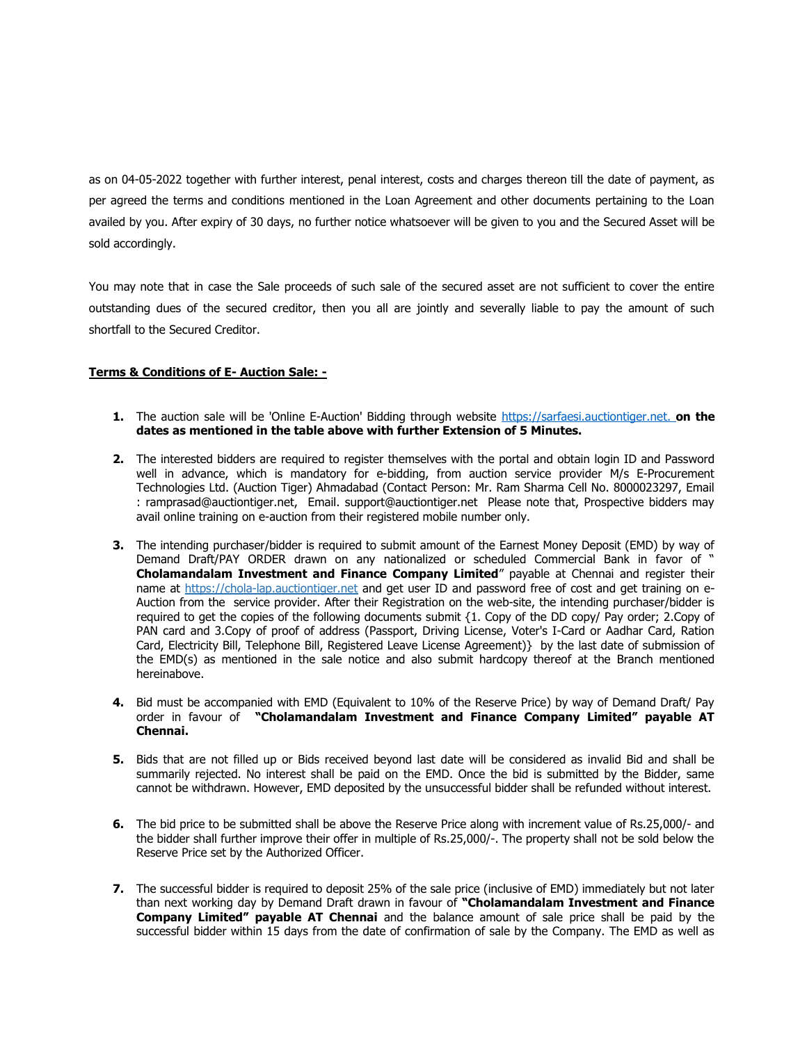as on 04-05-2022 together with further interest, penal interest, costs and charges thereon till the date of payment, as per agreed the terms and conditions mentioned in the Loan Agreement and other documents pertaining to the Loan availed by you. After expiry of 30 days, no further notice whatsoever will be given to you and the Secured Asset will be sold accordingly.

You may note that in case the Sale proceeds of such sale of the secured asset are not sufficient to cover the entire outstanding dues of the secured creditor, then you all are jointly and severally liable to pay the amount of such shortfall to the Secured Creditor.

**Terms & Conditions of E- Auction Sale: -**

1. The auction sale will be 'Online E-Auction' Bidding through website https://sarfaesi.auctiontiger.net. **on the dates as mentioned in the table above with further Extension of 5 Minutes.**

2. The interested bidders are required to register themselves with the portal and obtain login ID and Password well in advance, which is mandatory for e-bidding, from auction service provider M/s E-Procurement Technologies Ltd. (Auction Tiger) Ahmadabad (Contact Person: Mr. Ram Sharma Cell No. 8000023297, Email : ramprasad@auctiontiger.net, Email. support@auctiontiger.net Please note that, Prospective bidders may avail online training on e-auction from their registered mobile number only.

3. The intending purchaser/bidder is required to submit amount of the Earnest Money Deposit (EMD) by way of Demand Draft/PAY ORDER drawn on any nationalized or scheduled Commercial Bank in favor of " **Cholamandalam Investment and Finance Company Limited**" payable at Chennai and register their name at https://chola-lap.auctiontiger.net and get user ID and password free of cost and get training on e-Auction from the service provider. After their Registration on the web-site, the intending purchaser/bidder is required to get the copies of the following documents submit {1. Copy of the DD copy/ Pay order; 2.Copy of PAN card and 3.Copy of proof of address (Passport, Driving License, Voter's I-Card or Aadhar Card, Ration Card, Electricity Bill, Telephone Bill, Registered Leave License Agreement)} by the last date of submission of the EMD(s) as mentioned in the sale notice and also submit hardcopy thereof at the Branch mentioned hereinabove.

4. Bid must be accompanied with EMD (Equivalent to 10% of the Reserve Price) by way of Demand Draft/ Pay order in favour of **"Cholamandalam Investment and Finance Company Limited" payable AT Chennai.**

5. Bids that are not filled up or Bids received beyond last date will be considered as invalid Bid and shall be summarily rejected. No interest shall be paid on the EMD. Once the bid is submitted by the Bidder, same cannot be withdrawn. However, EMD deposited by the unsuccessful bidder shall be refunded without interest.

6. The bid price to be submitted shall be above the Reserve Price along with increment value of Rs.25,000/- and the bidder shall further improve their offer in multiple of Rs.25,000/-. The property shall not be sold below the Reserve Price set by the Authorized Officer.

7. The successful bidder is required to deposit 25% of the sale price (inclusive of EMD) immediately but not later than next working day by Demand Draft drawn in favour of **"Cholamandalam Investment and Finance Company Limited" payable AT Chennai** and the balance amount of sale price shall be paid by the successful bidder within 15 days from the date of confirmation of sale by the Company. The EMD as well as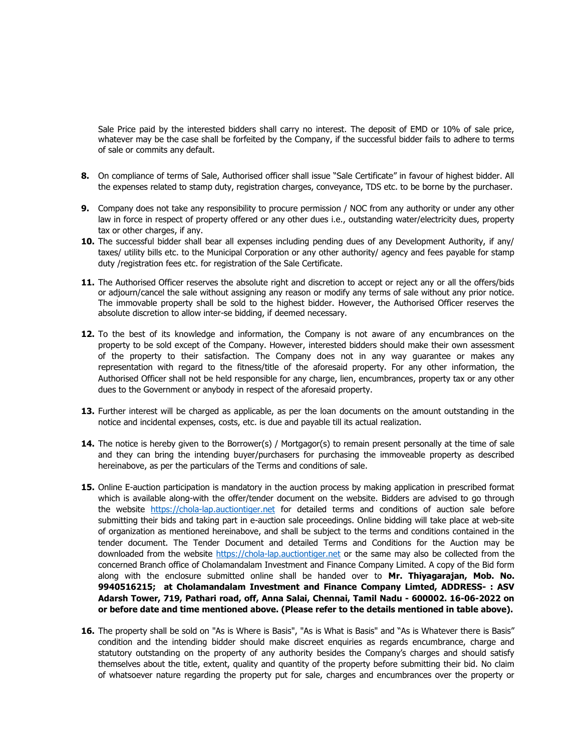Sale Price paid by the interested bidders shall carry no interest. The deposit of EMD or 10% of sale price, whatever may be the case shall be forfeited by the Company, if the successful bidder fails to adhere to terms of sale or commits any default.

8. On compliance of terms of Sale, Authorised officer shall issue "Sale Certificate" in favour of highest bidder. All the expenses related to stamp duty, registration charges, conveyance, TDS etc. to be borne by the purchaser.

9. Company does not take any responsibility to procure permission / NOC from any authority or under any other law in force in respect of property offered or any other dues i.e., outstanding water/electricity dues, property tax or other charges, if any.

10. The successful bidder shall bear all expenses including pending dues of any Development Authority, if any/ taxes/ utility bills etc. to the Municipal Corporation or any other authority/ agency and fees payable for stamp duty /registration fees etc. for registration of the Sale Certificate.

11. The Authorised Officer reserves the absolute right and discretion to accept or reject any or all the offers/bids or adjourn/cancel the sale without assigning any reason or modify any terms of sale without any prior notice. The immovable property shall be sold to the highest bidder. However, the Authorised Officer reserves the absolute discretion to allow inter-se bidding, if deemed necessary.

12. To the best of its knowledge and information, the Company is not aware of any encumbrances on the property to be sold except of the Company. However, interested bidders should make their own assessment of the property to their satisfaction. The Company does not in any way guarantee or makes any representation with regard to the fitness/title of the aforesaid property. For any other information, the Authorised Officer shall not be held responsible for any charge, lien, encumbrances, property tax or any other dues to the Government or anybody in respect of the aforesaid property.

13. Further interest will be charged as applicable, as per the loan documents on the amount outstanding in the notice and incidental expenses, costs, etc. is due and payable till its actual realization.

14. The notice is hereby given to the Borrower(s) / Mortgagor(s) to remain present personally at the time of sale and they can bring the intending buyer/purchasers for purchasing the immoveable property as described hereinabove, as per the particulars of the Terms and conditions of sale.

15. Online E-auction participation is mandatory in the auction process by making application in prescribed format which is available along-with the offer/tender document on the website. Bidders are advised to go through the website https://chola-lap.auctiontiger.net for detailed terms and conditions of auction sale before submitting their bids and taking part in e-auction sale proceedings. Online bidding will take place at web-site of organization as mentioned hereinabove, and shall be subject to the terms and conditions contained in the tender document. The Tender Document and detailed Terms and Conditions for the Auction may be downloaded from the website https://chola-lap.auctiontiger.net or the same may also be collected from the concerned Branch office of Cholamandalam Investment and Finance Company Limited. A copy of the Bid form along with the enclosure submitted online shall be handed over to **Mr. Thiyagarajan, Mob. No. 9940516215; at Cholamandalam Investment and Finance Company Limted, ADDRESS- : ASV Adarsh Tower, 719, Pathari road, off, Anna Salai, Chennai, Tamil Nadu - 600002. 16-06-2022 on or before date and time mentioned above. (Please refer to the details mentioned in table above).**

16. The property shall be sold on "As is Where is Basis", "As is What is Basis" and "As is Whatever there is Basis" condition and the intending bidder should make discreet enquiries as regards encumbrance, charge and statutory outstanding on the property of any authority besides the Company's charges and should satisfy themselves about the title, extent, quality and quantity of the property before submitting their bid. No claim of whatsoever nature regarding the property put for sale, charges and encumbrances over the property or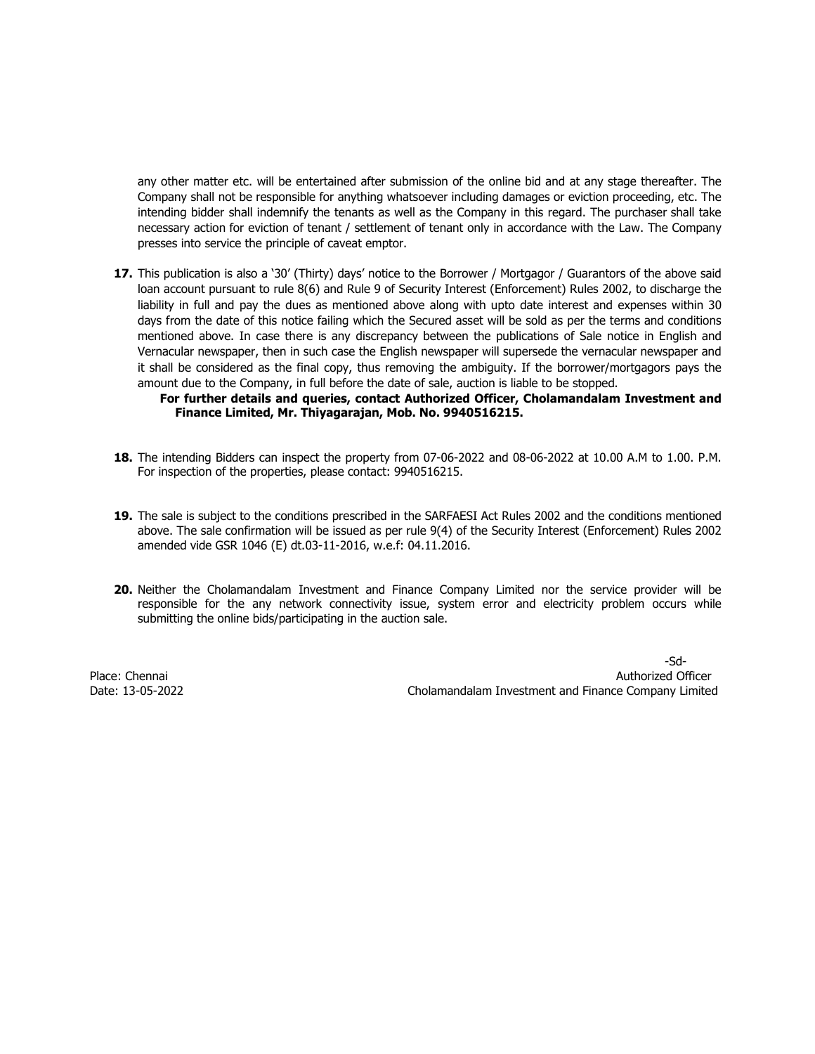any other matter etc. will be entertained after submission of the online bid and at any stage thereafter. The Company shall not be responsible for anything whatsoever including damages or eviction proceeding, etc. The intending bidder shall indemnify the tenants as well as the Company in this regard. The purchaser shall take necessary action for eviction of tenant / settlement of tenant only in accordance with the Law. The Company presses into service the principle of caveat emptor.

**17.** This publication is also a '30' (Thirty) days' notice to the Borrower / Mortgagor / Guarantors of the above said loan account pursuant to rule 8(6) and Rule 9 of Security Interest (Enforcement) Rules 2002, to discharge the liability in full and pay the dues as mentioned above along with upto date interest and expenses within 30 days from the date of this notice failing which the Secured asset will be sold as per the terms and conditions mentioned above. In case there is any discrepancy between the publications of Sale notice in English and Vernacular newspaper, then in such case the English newspaper will supersede the vernacular newspaper and it shall be considered as the final copy, thus removing the ambiguity. If the borrower/mortgagors pays the amount due to the Company, in full before the date of sale, auction is liable to be stopped.

**For further details and queries, contact Authorized Officer, Cholamandalam Investment and Finance Limited, Mr. Thiyagarajan, Mob. No. 9940516215.**

**18.** The intending Bidders can inspect the property from 07-06-2022 and 08-06-2022 at 10.00 A.M to 1.00. P.M. For inspection of the properties, please contact: 9940516215.

**19.** The sale is subject to the conditions prescribed in the SARFAESI Act Rules 2002 and the conditions mentioned above. The sale confirmation will be issued as per rule 9(4) of the Security Interest (Enforcement) Rules 2002 amended vide GSR 1046 (E) dt.03-11-2016, w.e.f: 04.11.2016.

**20.** Neither the Cholamandalam Investment and Finance Company Limited nor the service provider will be responsible for the any network connectivity issue, system error and electricity problem occurs while submitting the online bids/participating in the auction sale.

-Sd-
Authorized Officer
Cholamandalam Investment and Finance Company Limited

Place: Chennai
Date: 13-05-2022